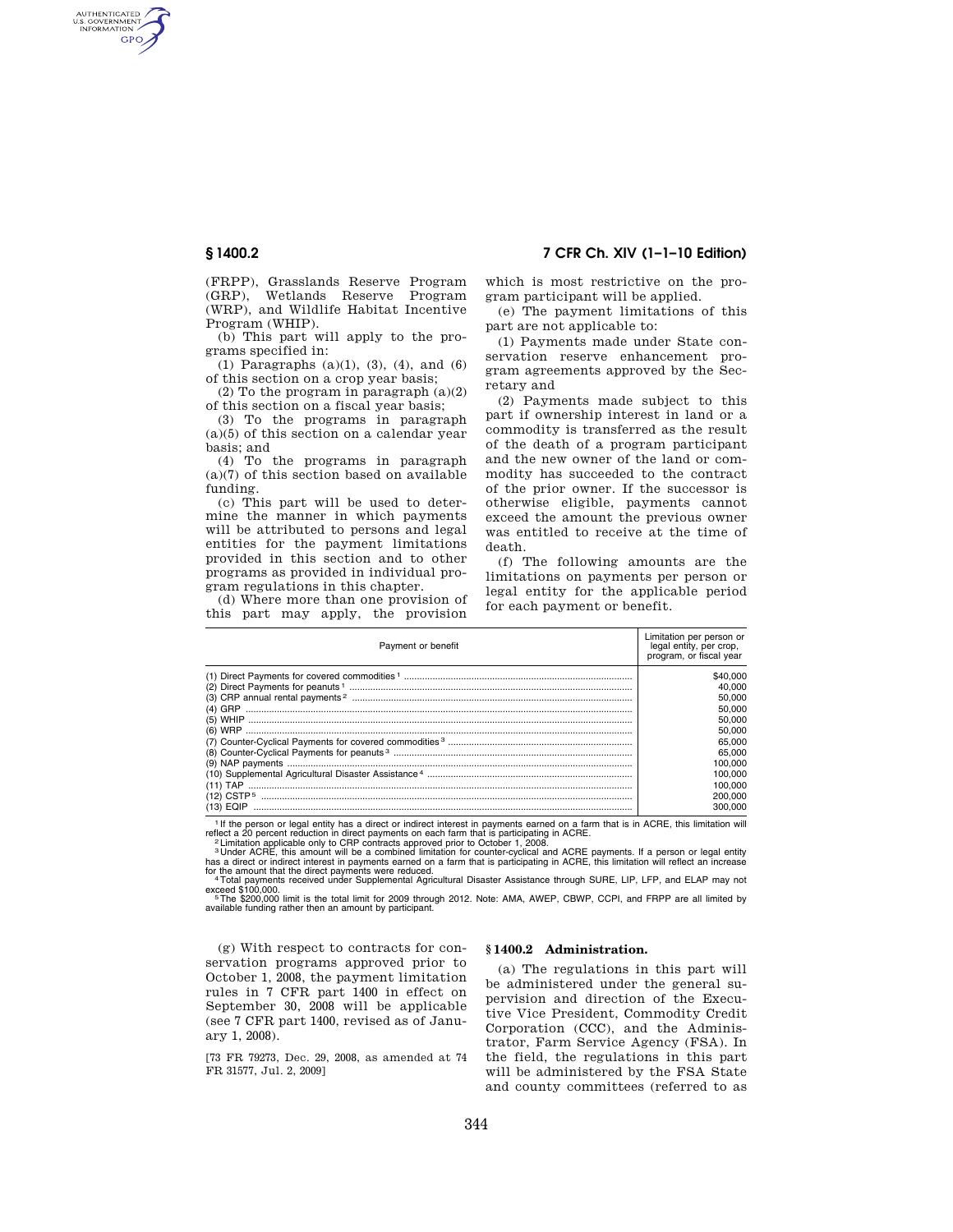(FRPP), Grasslands Reserve Program (GRP), Wetlands Reserve Program (WRP), and Wildlife Habitat Incentive Program (WHIP).

(b) This part will apply to the programs specified in:

(1) Paragraphs (a)(1), (3), (4), and (6) of this section on a crop year basis;

(2) To the program in paragraph (a)(2) of this section on a fiscal year basis;

(3) To the programs in paragraph (a)(5) of this section on a calendar year basis; and

(4) To the programs in paragraph (a)(7) of this section based on available funding.

(c) This part will be used to determine the manner in which payments will be attributed to persons and legal entities for the payment limitations provided in this section and to other programs as provided in individual program regulations in this chapter.

(d) Where more than one provision of this part may apply, the provision which is most restrictive on the program participant will be applied.

(e) The payment limitations of this part are not applicable to:

(1) Payments made under State conservation reserve enhancement program agreements approved by the Secretary and

(2) Payments made subject to this part if ownership interest in land or a commodity is transferred as the result of the death of a program participant and the new owner of the land or commodity has succeeded to the contract of the prior owner. If the successor is otherwise eligible, payments cannot exceed the amount the previous owner was entitled to receive at the time of death.

(f) The following amounts are the limitations on payments per person or legal entity for the applicable period for each payment or benefit.

| Payment or benefit | Limitation per person or legal entity, per crop, program, or fiscal year |
|---|---|
| (1) Direct Payments for covered commodities [1] | $40,000 |
| (2) Direct Payments for peanuts [1] | 40,000 |
| (3) CRP annual rental payments [2] | 50,000 |
| (4) GRP | 50,000 |
| (5) WHIP | 50,000 |
| (6) WRP | 50,000 |
| (7) Counter-Cyclical Payments for covered commodities [3] | 65,000 |
| (8) Counter-Cyclical Payments for peanuts [3] | 65,000 |
| (9) NAP payments | 100,000 |
| (10) Supplemental Agricultural Disaster Assistance [4] | 100,000 |
| (11) TAP | 100,000 |
| (12) CSTP [5] | 200,000 |
| (13) EQIP | 300,000 |

[1] If the person or legal entity has a direct or indirect interest in payments earned on a farm that is in ACRE, this limitation will reflect a 20 percent reduction in direct payments on each farm that is participating in ACRE.

[2] Limitation applicable only to CRP contracts approved prior to October 1, 2008.

[3] Under ACRE, this amount will be a combined limitation for counter-cyclical and ACRE payments. If a person or legal entity has a direct or indirect interest in payments earned on a farm that is participating in ACRE, this limitation will reflect an increase for the amount that the direct payments were reduced.

[4] Total payments received under Supplemental Agricultural Disaster Assistance through SURE, LIP, LFP, and ELAP may not exceed $100,000.

[5] The $200,000 limit is the total limit for 2009 through 2012. Note: AMA, AWEP, CBWP, CCPI, and FRPP are all limited by available funding rather then an amount by participant.

(g) With respect to contracts for conservation programs approved prior to October 1, 2008, the payment limitation rules in 7 CFR part 1400 in effect on September 30, 2008 will be applicable (see 7 CFR part 1400, revised as of January 1, 2008).

[73 FR 79273, Dec. 29, 2008, as amended at 74 FR 31577, Jul. 2, 2009]

## § 1400.2 Administration.

(a) The regulations in this part will be administered under the general supervision and direction of the Executive Vice President, Commodity Credit Corporation (CCC), and the Administrator, Farm Service Agency (FSA). In the field, the regulations in this part will be administered by the FSA State and county committees (referred to as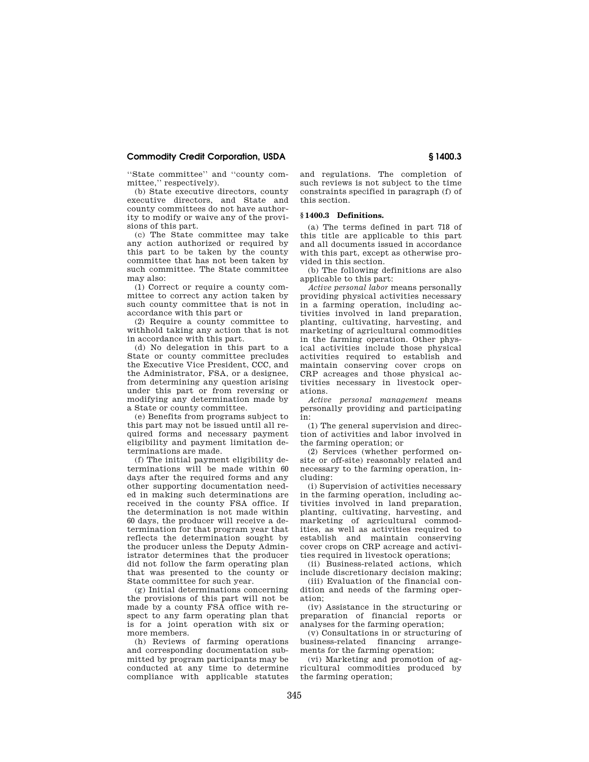"State committee" and "county committee," respectively).

(b) State executive directors, county executive directors, and State and county committees do not have authority to modify or waive any of the provisions of this part.

(c) The State committee may take any action authorized or required by this part to be taken by the county committee that has not been taken by such committee. The State committee may also:

(1) Correct or require a county committee to correct any action taken by such county committee that is not in accordance with this part or

(2) Require a county committee to withhold taking any action that is not in accordance with this part.

(d) No delegation in this part to a State or county committee precludes the Executive Vice President, CCC, and the Administrator, FSA, or a designee, from determining any question arising under this part or from reversing or modifying any determination made by a State or county committee.

(e) Benefits from programs subject to this part may not be issued until all required forms and necessary payment eligibility and payment limitation determinations are made.

(f) The initial payment eligibility determinations will be made within 60 days after the required forms and any other supporting documentation needed in making such determinations are received in the county FSA office. If the determination is not made within 60 days, the producer will receive a determination for that program year that reflects the determination sought by the producer unless the Deputy Administrator determines that the producer did not follow the farm operating plan that was presented to the county or State committee for such year.

(g) Initial determinations concerning the provisions of this part will not be made by a county FSA office with respect to any farm operating plan that is for a joint operation with six or more members.

(h) Reviews of farming operations and corresponding documentation submitted by program participants may be conducted at any time to determine compliance with applicable statutes and regulations. The completion of such reviews is not subject to the time constraints specified in paragraph (f) of this section.

### § 1400.3 Definitions.

(a) The terms defined in part 718 of this title are applicable to this part and all documents issued in accordance with this part, except as otherwise provided in this section.

(b) The following definitions are also applicable to this part:

*Active personal labor* means personally providing physical activities necessary in a farming operation, including activities involved in land preparation, planting, cultivating, harvesting, and marketing of agricultural commodities in the farming operation. Other physical activities include those physical activities required to establish and maintain conserving cover crops on CRP acreages and those physical activities necessary in livestock operations.

*Active personal management* means personally providing and participating in:

(1) The general supervision and direction of activities and labor involved in the farming operation; or

(2) Services (whether performed onsite or off-site) reasonably related and necessary to the farming operation, including:

(i) Supervision of activities necessary in the farming operation, including activities involved in land preparation, planting, cultivating, harvesting, and marketing of agricultural commodities, as well as activities required to establish and maintain conserving cover crops on CRP acreage and activities required in livestock operations;

(ii) Business-related actions, which include discretionary decision making;

(iii) Evaluation of the financial condition and needs of the farming operation;

(iv) Assistance in the structuring or preparation of financial reports or analyses for the farming operation;

(v) Consultations in or structuring of business-related financing arrangements for the farming operation;

(vi) Marketing and promotion of agricultural commodities produced by the farming operation;